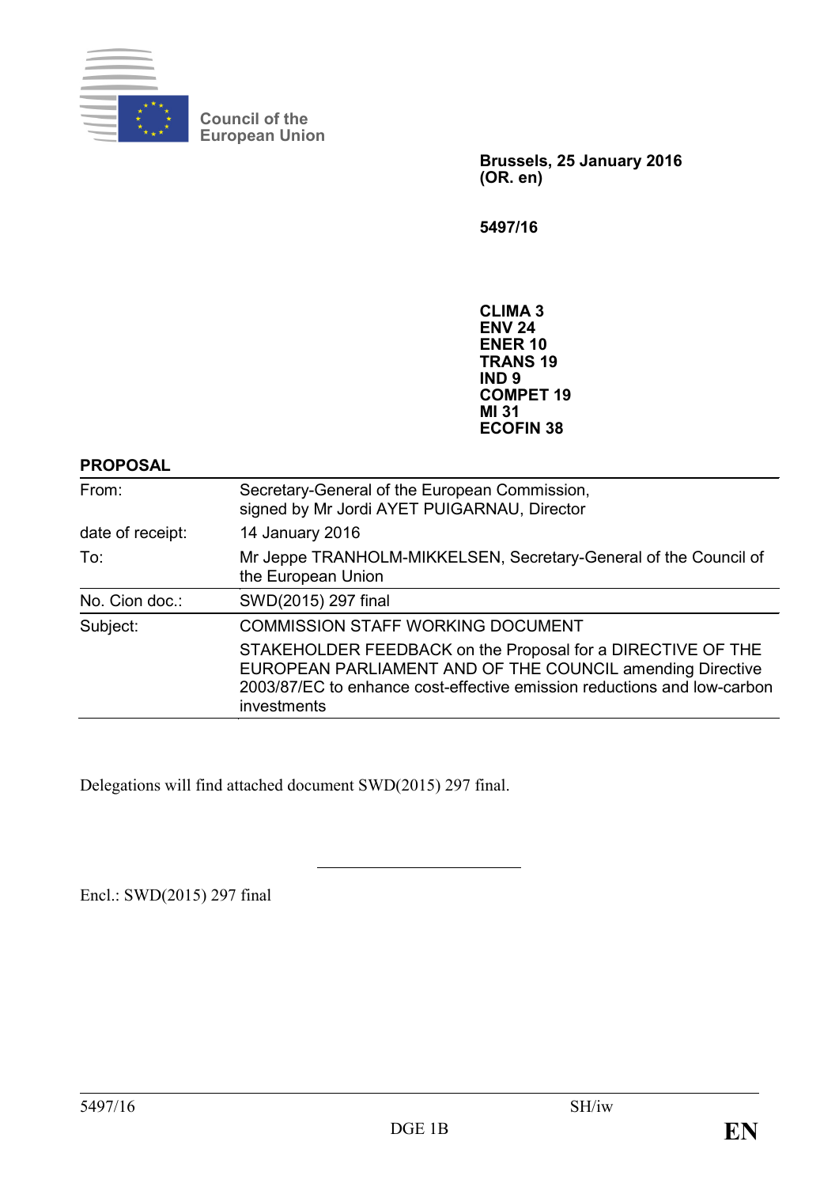Council of the
European Union

**Brussels, 25 January 2016**
**(OR. en)**

**5497/16**

**CLIMA 3**
**ENV 24**
**ENER 10**
**TRANS 19**
**IND 9**
**COMPET 19**
**MI 31**
**ECOFIN 38**

**PROPOSAL**

| | |
|---|---|
| From: | Secretary-General of the European Commission, signed by Mr Jordi AYET PUIGARNAU, Director |
| date of receipt: | 14 January 2016 |
| To: | Mr Jeppe TRANHOLM-MIKKELSEN, Secretary-General of the Council of the European Union |
| No. Cion doc.: | SWD(2015) 297 final |
| Subject: | COMMISSION STAFF WORKING DOCUMENT<br>STAKEHOLDER FEEDBACK on the Proposal for a DIRECTIVE OF THE EUROPEAN PARLIAMENT AND OF THE COUNCIL amending Directive 2003/87/EC to enhance cost-effective emission reductions and low-carbon investments |

Delegations will find attached document SWD(2015) 297 final.

---

Encl.: SWD(2015) 297 final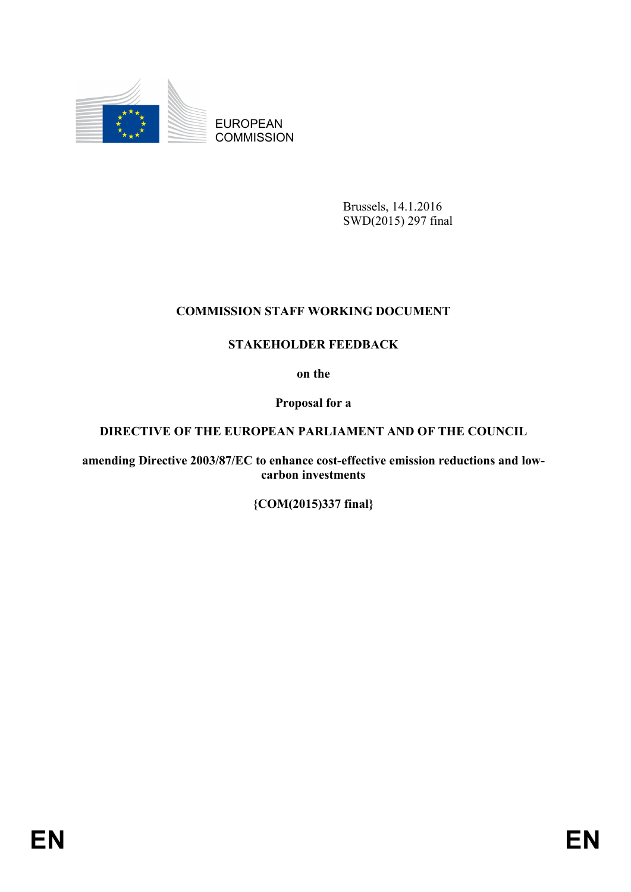EUROPEAN COMMISSION

Brussels, 14.1.2016
SWD(2015) 297 final

**COMMISSION STAFF WORKING DOCUMENT**

**STAKEHOLDER FEEDBACK**

**on the**

**Proposal for a**

**DIRECTIVE OF THE EUROPEAN PARLIAMENT AND OF THE COUNCIL**

**amending Directive 2003/87/EC to enhance cost-effective emission reductions and low-carbon investments**

**{COM(2015)337 final}**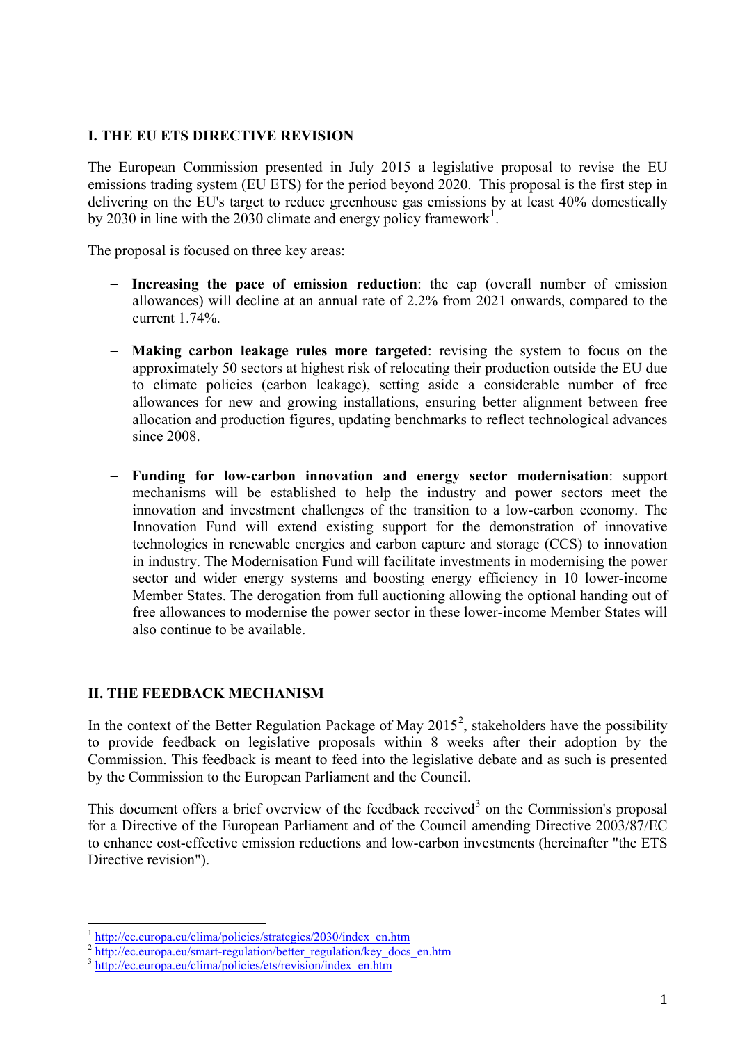## I. THE EU ETS DIRECTIVE REVISION

The European Commission presented in July 2015 a legislative proposal to revise the EU emissions trading system (EU ETS) for the period beyond 2020. This proposal is the first step in delivering on the EU's target to reduce greenhouse gas emissions by at least 40% domestically by 2030 in line with the 2030 climate and energy policy framework[1].

The proposal is focused on three key areas:

- **Increasing the pace of emission reduction**: the cap (overall number of emission allowances) will decline at an annual rate of 2.2% from 2021 onwards, compared to the current 1.74%.
- **Making carbon leakage rules more targeted**: revising the system to focus on the approximately 50 sectors at highest risk of relocating their production outside the EU due to climate policies (carbon leakage), setting aside a considerable number of free allowances for new and growing installations, ensuring better alignment between free allocation and production figures, updating benchmarks to reflect technological advances since 2008.
- **Funding for low-carbon innovation and energy sector modernisation**: support mechanisms will be established to help the industry and power sectors meet the innovation and investment challenges of the transition to a low-carbon economy. The Innovation Fund will extend existing support for the demonstration of innovative technologies in renewable energies and carbon capture and storage (CCS) to innovation in industry. The Modernisation Fund will facilitate investments in modernising the power sector and wider energy systems and boosting energy efficiency in 10 lower-income Member States. The derogation from full auctioning allowing the optional handing out of free allowances to modernise the power sector in these lower-income Member States will also continue to be available.

## II. THE FEEDBACK MECHANISM

In the context of the Better Regulation Package of May 2015[2], stakeholders have the possibility to provide feedback on legislative proposals within 8 weeks after their adoption by the Commission. This feedback is meant to feed into the legislative debate and as such is presented by the Commission to the European Parliament and the Council.

This document offers a brief overview of the feedback received[3] on the Commission's proposal for a Directive of the European Parliament and of the Council amending Directive 2003/87/EC to enhance cost-effective emission reductions and low-carbon investments (hereinafter "the ETS Directive revision").

---

[1] http://ec.europa.eu/clima/policies/strategies/2030/index_en.htm

[2] http://ec.europa.eu/smart-regulation/better_regulation/key_docs_en.htm

[3] http://ec.europa.eu/clima/policies/ets/revision/index_en.htm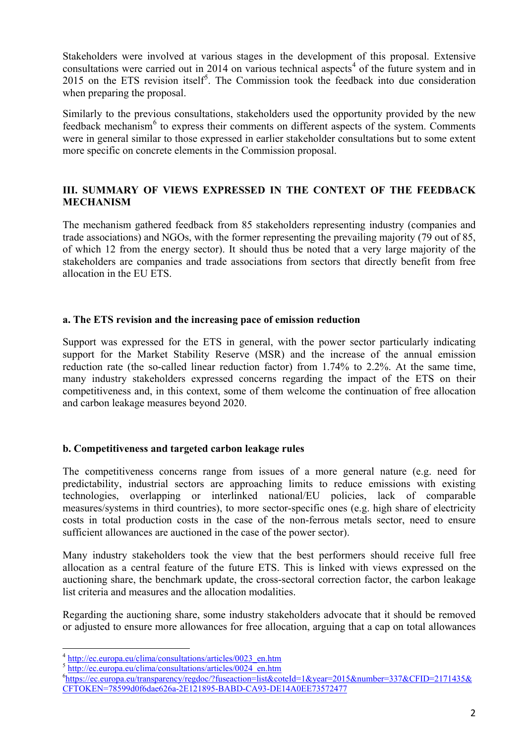Stakeholders were involved at various stages in the development of this proposal. Extensive consultations were carried out in 2014 on various technical aspects[4] of the future system and in 2015 on the ETS revision itself[5]. The Commission took the feedback into due consideration when preparing the proposal.

Similarly to the previous consultations, stakeholders used the opportunity provided by the new feedback mechanism[6] to express their comments on different aspects of the system. Comments were in general similar to those expressed in earlier stakeholder consultations but to some extent more specific on concrete elements in the Commission proposal.

## III. SUMMARY OF VIEWS EXPRESSED IN THE CONTEXT OF THE FEEDBACK MECHANISM

The mechanism gathered feedback from 85 stakeholders representing industry (companies and trade associations) and NGOs, with the former representing the prevailing majority (79 out of 85, of which 12 from the energy sector). It should thus be noted that a very large majority of the stakeholders are companies and trade associations from sectors that directly benefit from free allocation in the EU ETS.

### a. The ETS revision and the increasing pace of emission reduction

Support was expressed for the ETS in general, with the power sector particularly indicating support for the Market Stability Reserve (MSR) and the increase of the annual emission reduction rate (the so-called linear reduction factor) from 1.74% to 2.2%. At the same time, many industry stakeholders expressed concerns regarding the impact of the ETS on their competitiveness and, in this context, some of them welcome the continuation of free allocation and carbon leakage measures beyond 2020.

### b. Competitiveness and targeted carbon leakage rules

The competitiveness concerns range from issues of a more general nature (e.g. need for predictability, industrial sectors are approaching limits to reduce emissions with existing technologies, overlapping or interlinked national/EU policies, lack of comparable measures/systems in third countries), to more sector-specific ones (e.g. high share of electricity costs in total production costs in the case of the non-ferrous metals sector, need to ensure sufficient allowances are auctioned in the case of the power sector).

Many industry stakeholders took the view that the best performers should receive full free allocation as a central feature of the future ETS. This is linked with views expressed on the auctioning share, the benchmark update, the cross-sectoral correction factor, the carbon leakage list criteria and measures and the allocation modalities.

Regarding the auctioning share, some industry stakeholders advocate that it should be removed or adjusted to ensure more allowances for free allocation, arguing that a cap on total allowances

---

[4] http://ec.europa.eu/clima/consultations/articles/0023_en.htm

[5] http://ec.europa.eu/clima/consultations/articles/0024_en.htm

[6] https://ec.europa.eu/transparency/regdoc/?fuseaction=list&coteId=1&year=2015&number=337&CFID=2171435&CFTOKEN=78599d0f6dae626a-2E121895-BABD-CA93-DE14A0EE73572477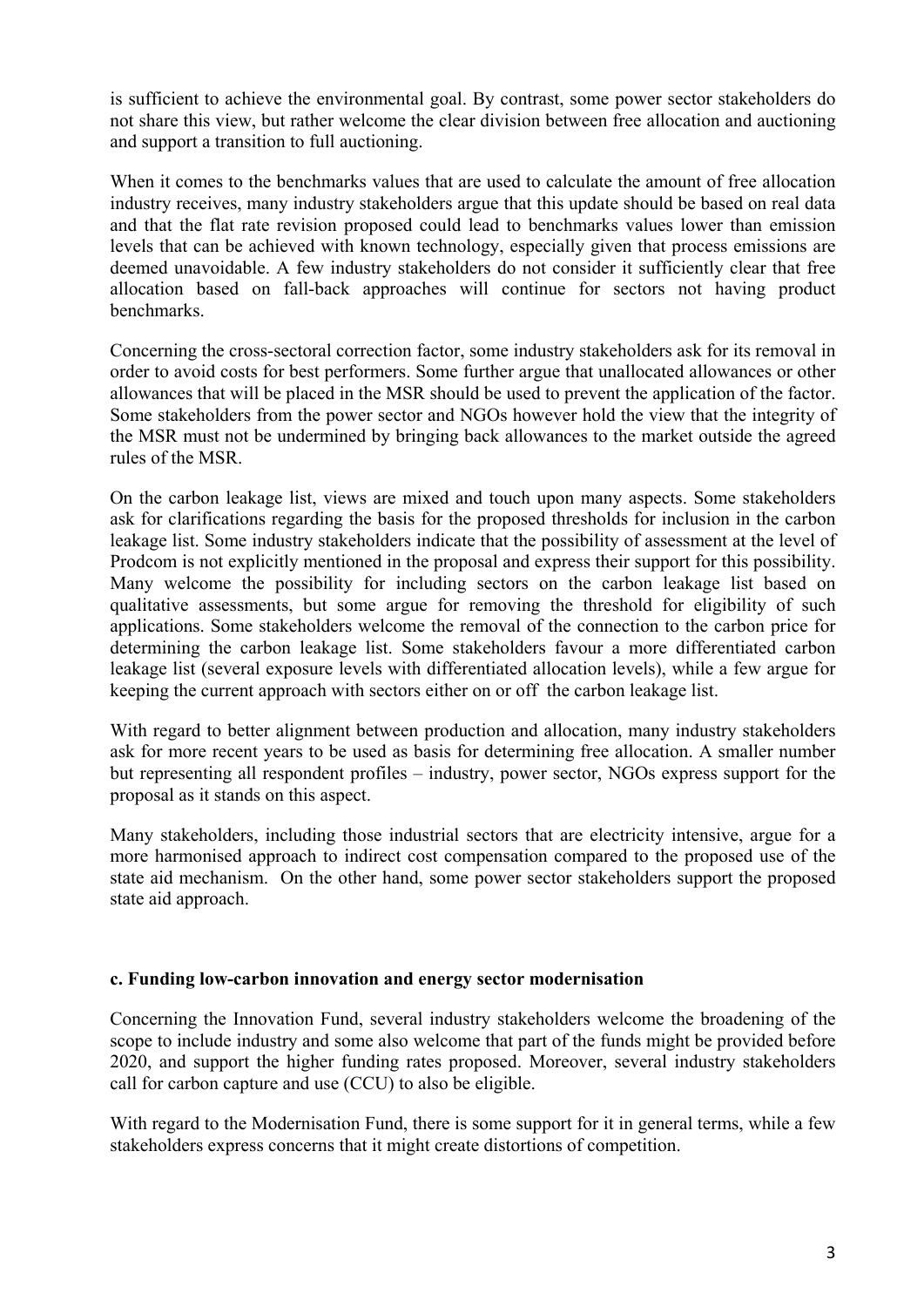is sufficient to achieve the environmental goal. By contrast, some power sector stakeholders do not share this view, but rather welcome the clear division between free allocation and auctioning and support a transition to full auctioning.

When it comes to the benchmarks values that are used to calculate the amount of free allocation industry receives, many industry stakeholders argue that this update should be based on real data and that the flat rate revision proposed could lead to benchmarks values lower than emission levels that can be achieved with known technology, especially given that process emissions are deemed unavoidable. A few industry stakeholders do not consider it sufficiently clear that free allocation based on fall-back approaches will continue for sectors not having product benchmarks.

Concerning the cross-sectoral correction factor, some industry stakeholders ask for its removal in order to avoid costs for best performers. Some further argue that unallocated allowances or other allowances that will be placed in the MSR should be used to prevent the application of the factor. Some stakeholders from the power sector and NGOs however hold the view that the integrity of the MSR must not be undermined by bringing back allowances to the market outside the agreed rules of the MSR.

On the carbon leakage list, views are mixed and touch upon many aspects. Some stakeholders ask for clarifications regarding the basis for the proposed thresholds for inclusion in the carbon leakage list. Some industry stakeholders indicate that the possibility of assessment at the level of Prodcom is not explicitly mentioned in the proposal and express their support for this possibility. Many welcome the possibility for including sectors on the carbon leakage list based on qualitative assessments, but some argue for removing the threshold for eligibility of such applications. Some stakeholders welcome the removal of the connection to the carbon price for determining the carbon leakage list. Some stakeholders favour a more differentiated carbon leakage list (several exposure levels with differentiated allocation levels), while a few argue for keeping the current approach with sectors either on or off the carbon leakage list.

With regard to better alignment between production and allocation, many industry stakeholders ask for more recent years to be used as basis for determining free allocation. A smaller number but representing all respondent profiles – industry, power sector, NGOs express support for the proposal as it stands on this aspect.

Many stakeholders, including those industrial sectors that are electricity intensive, argue for a more harmonised approach to indirect cost compensation compared to the proposed use of the state aid mechanism. On the other hand, some power sector stakeholders support the proposed state aid approach.

**c. Funding low-carbon innovation and energy sector modernisation**

Concerning the Innovation Fund, several industry stakeholders welcome the broadening of the scope to include industry and some also welcome that part of the funds might be provided before 2020, and support the higher funding rates proposed. Moreover, several industry stakeholders call for carbon capture and use (CCU) to also be eligible.

With regard to the Modernisation Fund, there is some support for it in general terms, while a few stakeholders express concerns that it might create distortions of competition.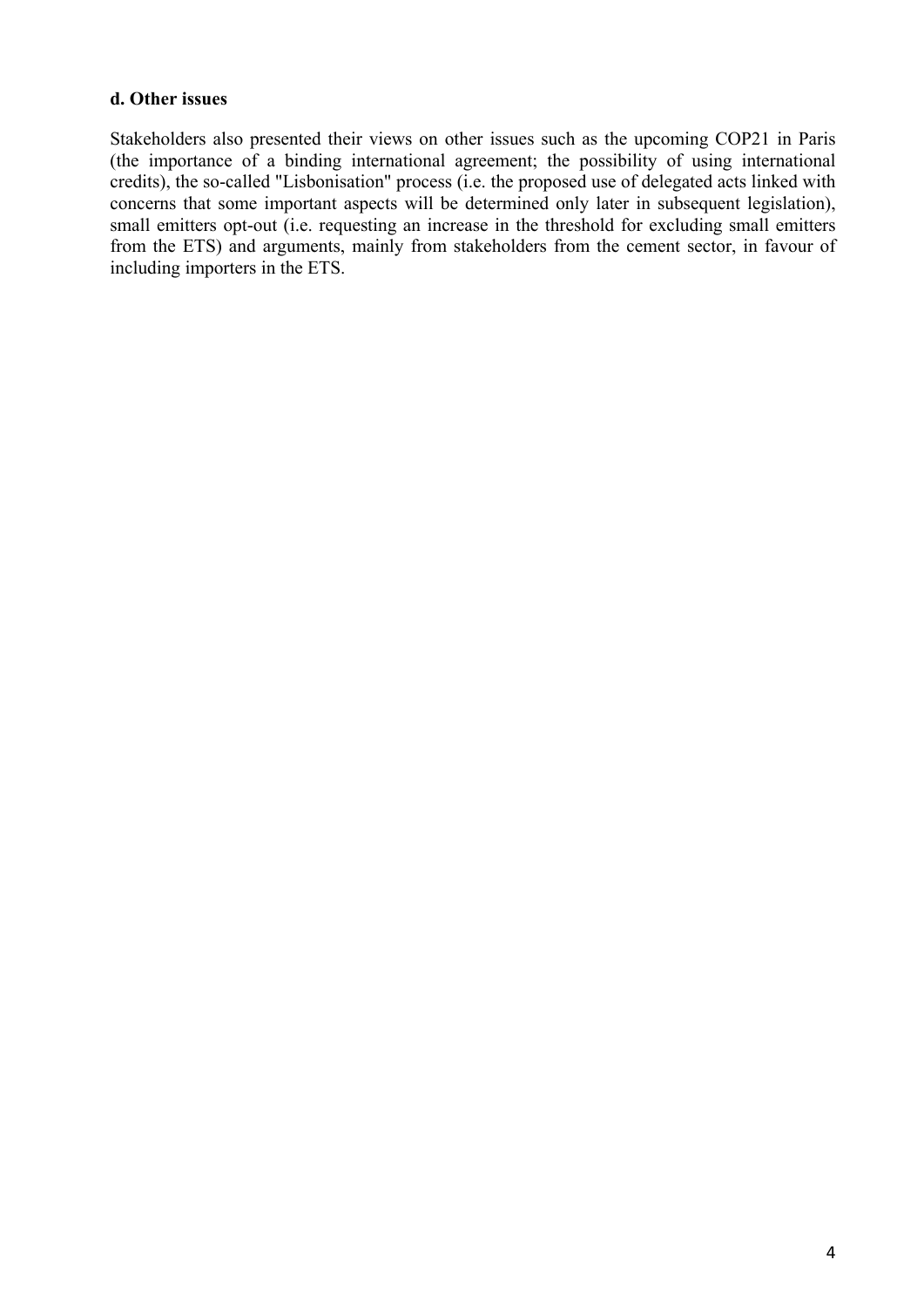### d. Other issues

Stakeholders also presented their views on other issues such as the upcoming COP21 in Paris (the importance of a binding international agreement; the possibility of using international credits), the so-called "Lisbonisation" process (i.e. the proposed use of delegated acts linked with concerns that some important aspects will be determined only later in subsequent legislation), small emitters opt-out (i.e. requesting an increase in the threshold for excluding small emitters from the ETS) and arguments, mainly from stakeholders from the cement sector, in favour of including importers in the ETS.